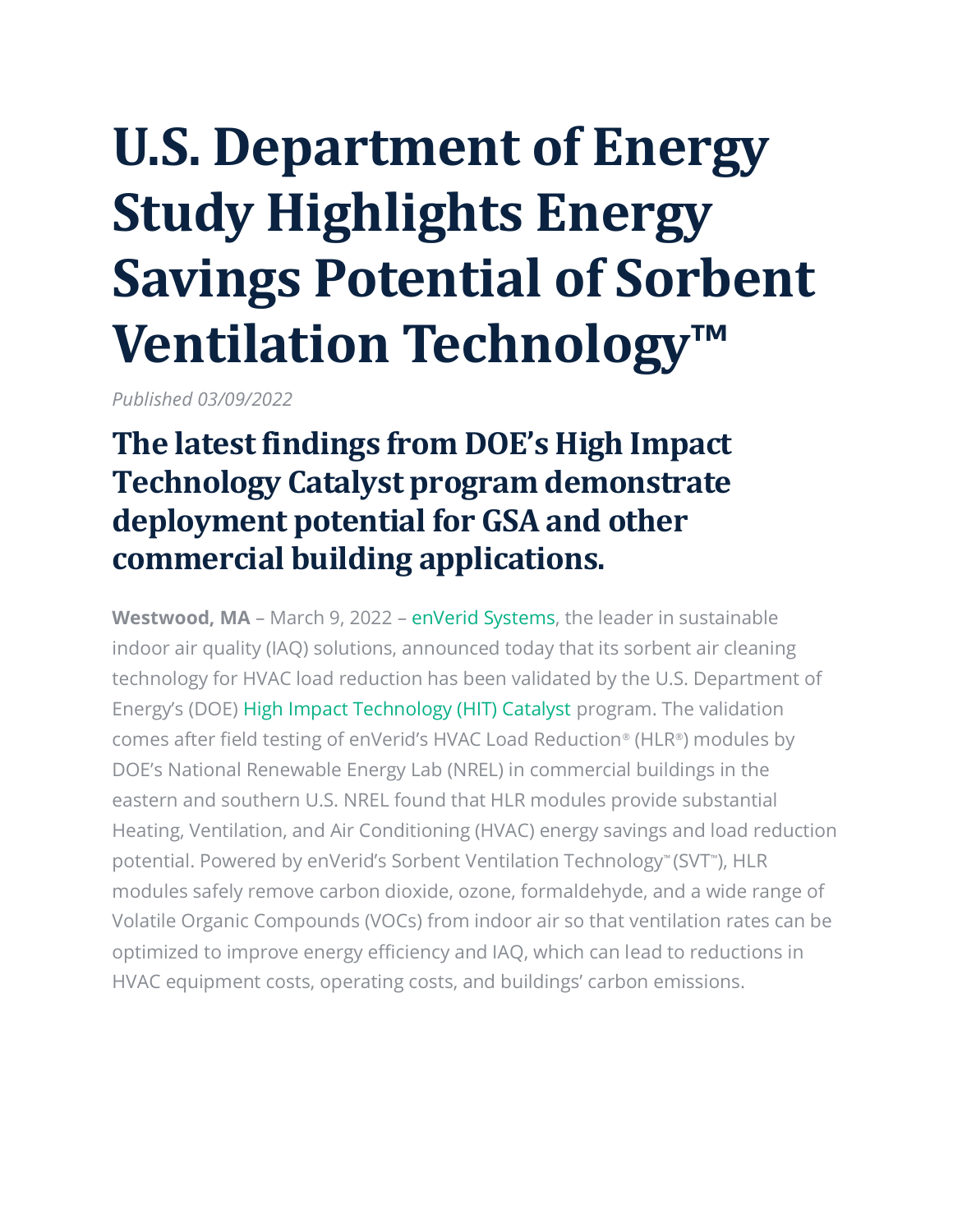# U.S. Department of Energy Study Highlights Energy Savings Potential of Sorbent Ventilation Technology™

*Published 03/09/2022*

## The latest findings from DOE's High Impact Technology Catalyst program demonstrate deployment potential for GSA and other commercial building applications.

**Westwood, MA** – March 9, 2022 – enVerid Systems, the leader in sustainable indoor air quality (IAQ) solutions, announced today that its sorbent air cleaning technology for HVAC load reduction has been validated by the U.S. Department of Energy's (DOE) High Impact Technology (HIT) Catalyst program. The validation comes after field testing of enVerid's HVAC Load Reduction® (HLR®) modules by DOE's National Renewable Energy Lab (NREL) in commercial buildings in the eastern and southern U.S. NREL found that HLR modules provide substantial Heating, Ventilation, and Air Conditioning (HVAC) energy savings and load reduction potential. Powered by enVerid's Sorbent Ventilation Technology™ (SVT™), HLR modules safely remove carbon dioxide, ozone, formaldehyde, and a wide range of Volatile Organic Compounds (VOCs) from indoor air so that ventilation rates can be optimized to improve energy efficiency and IAQ, which can lead to reductions in HVAC equipment costs, operating costs, and buildings' carbon emissions.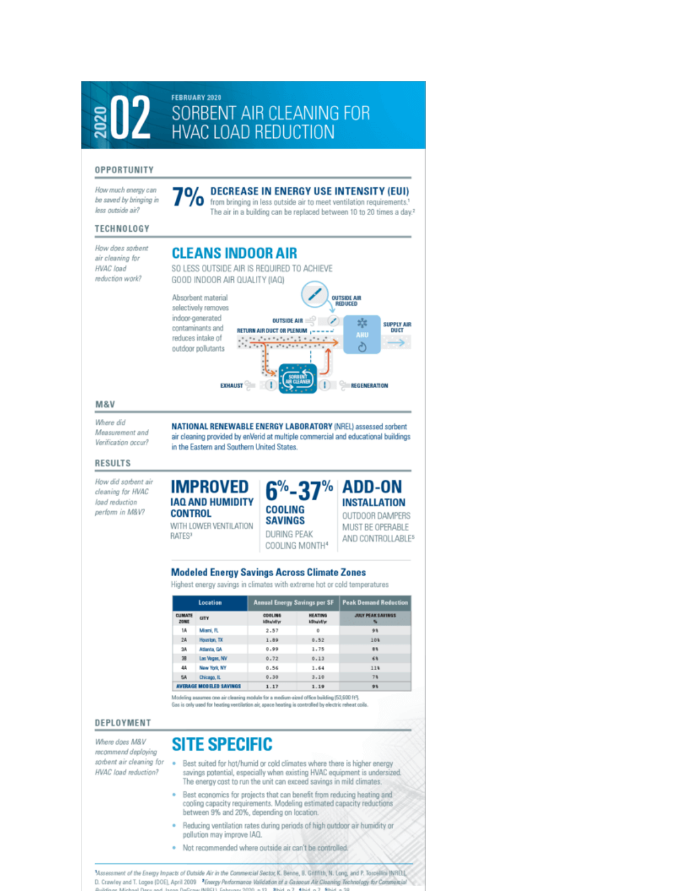# 2020 02

FEBRUARY 2020

# SORBENT AIR CLEANING FOR HVAC LOAD REDUCTION

## OPPORTUNITY

*How much energy can be saved by bringing in less outside air?*

**7% DECREASE IN ENERGY USE INTENSITY (EUI)** from bringing in less outside air to meet ventilation requirements.[1] The air in a building can be replaced between 10 to 20 times a day.[2]

## TECHNOLOGY

*How does sorbent air cleaning for HVAC load reduction work?*

### CLEANS INDOOR AIR

SO LESS OUTSIDE AIR IS REQUIRED TO ACHIEVE GOOD INDOOR AIR QUALITY (IAQ)

Absorbent material selectively removes indoor-generated contaminants and reduces intake of outdoor pollutants

OUTSIDE AIR REDUCED · OUTSIDE AIR · RETURN AIR DUCT OR PLENUM · AHU · SUPPLY AIR DUCT · SORBENT AIR CLEANER · EXHAUST · REGENERATION

## M&V

*Where did Measurement and Verification occur?*

**NATIONAL RENEWABLE ENERGY LABORATORY** (NREL) assessed sorbent air cleaning provided by enVerid at multiple commercial and educational buildings in the Eastern and Southern United States.

## RESULTS

*How did sorbent air cleaning for HVAC load reduction perform in M&V?*

**IMPROVED IAQ AND HUMIDITY CONTROL** WITH LOWER VENTILATION RATES[3]

**6%-37% COOLING SAVINGS** DURING PEAK COOLING MONTH[4]

**ADD-ON INSTALLATION** OUTDOOR DAMPERS MUST BE OPERABLE AND CONTROLLABLE[5]

### Modeled Energy Savings Across Climate Zones

Highest energy savings in climates with extreme hot or cold temperatures

| Location | | Annual Energy Savings per SF | | Peak Demand Reduction |
|---|---|---|---|---|
| CLIMATE ZONE | CITY | COOLING kBtu/sf/yr | HEATING kBtu/sf/yr | JULY PEAK SAVINGS % |
| 1A | Miami, FL | 2.57 | 0 | 9% |
| 2A | Houston, TX | 1.89 | 0.52 | 10% |
| 3A | Atlanta, GA | 0.99 | 1.75 | 8% |
| 3B | Las Vegas, NV | 0.72 | 0.13 | 6% |
| 4A | New York, NY | 0.56 | 1.64 | 11% |
| 5A | Chicago, IL | 0.30 | 3.10 | 7% |
| AVERAGE MODELED SAVINGS | | 1.17 | 1.19 | 9% |

Modeling assumes one air cleaning module for a medium-sized office building (53,600 ft²).
Gas is only used for heating ventilation air, space heating is controlled by electric reheat coils.

## DEPLOYMENT

*Where does M&V recommend deploying sorbent air cleaning for HVAC load reduction?*

### SITE SPECIFIC

- Best suited for hot/humid or cold climates where there is higher energy savings potential, especially when existing HVAC equipment is undersized. The energy cost to run the unit can exceed savings in mild climates.
- Best economics for projects that can benefit from reducing heating and cooling capacity requirements. Modeling estimated capacity reductions between 9% and 20%, depending on location.
- Reducing ventilation rates during periods of high outdoor air humidity or pollution may improve IAQ.
- Not recommended where outside air can't be controlled.

[1]*Assessment of the Energy Impacts of Outside Air in the Commercial Sector*, K. Benne, B. Griffith, N. Long, and P. Torcellini (NREL), D. Crawley and T. Logee (DOE), April 2009 [2]*Energy Performance Validation of a Gaseous Air Cleaning Technology for Commercial Buildings*, Michael Deru and Jason DeGraw (NREL), February 2020, p.12 [3]Ibid, p.7 [4]Ibid, p.7 [5]Ibid, p.28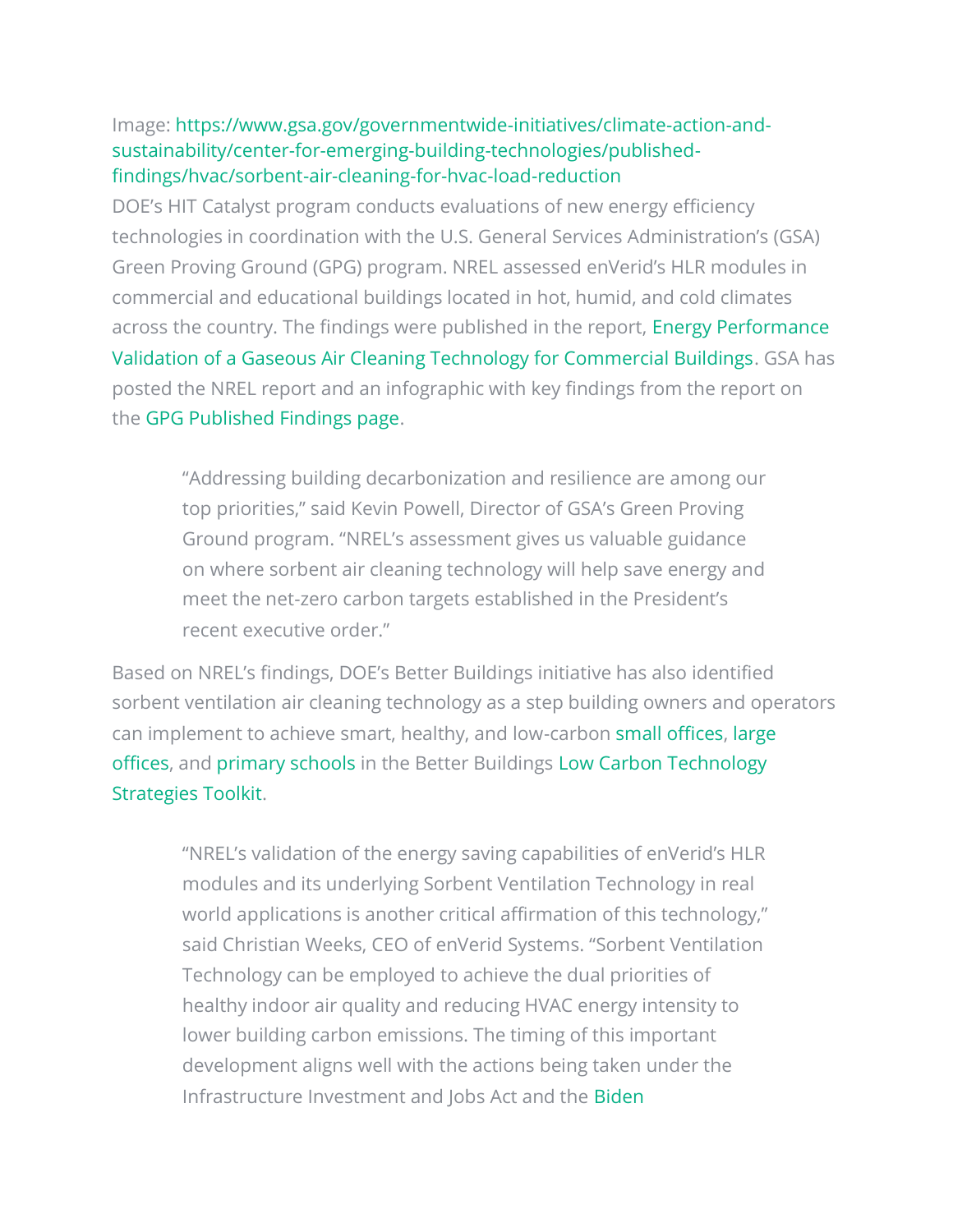Image: https://www.gsa.gov/governmentwide-initiatives/climate-action-and-sustainability/center-for-emerging-building-technologies/published-findings/hvac/sorbent-air-cleaning-for-hvac-load-reduction

DOE's HIT Catalyst program conducts evaluations of new energy efficiency technologies in coordination with the U.S. General Services Administration's (GSA) Green Proving Ground (GPG) program. NREL assessed enVerid's HLR modules in commercial and educational buildings located in hot, humid, and cold climates across the country. The findings were published in the report, Energy Performance Validation of a Gaseous Air Cleaning Technology for Commercial Buildings. GSA has posted the NREL report and an infographic with key findings from the report on the GPG Published Findings page.

> "Addressing building decarbonization and resilience are among our top priorities," said Kevin Powell, Director of GSA's Green Proving Ground program. "NREL's assessment gives us valuable guidance on where sorbent air cleaning technology will help save energy and meet the net-zero carbon targets established in the President's recent executive order."

Based on NREL's findings, DOE's Better Buildings initiative has also identified sorbent ventilation air cleaning technology as a step building owners and operators can implement to achieve smart, healthy, and low-carbon small offices, large offices, and primary schools in the Better Buildings Low Carbon Technology Strategies Toolkit.

> "NREL's validation of the energy saving capabilities of enVerid's HLR modules and its underlying Sorbent Ventilation Technology in real world applications is another critical affirmation of this technology," said Christian Weeks, CEO of enVerid Systems. "Sorbent Ventilation Technology can be employed to achieve the dual priorities of healthy indoor air quality and reducing HVAC energy intensity to lower building carbon emissions. The timing of this important development aligns well with the actions being taken under the Infrastructure Investment and Jobs Act and the Biden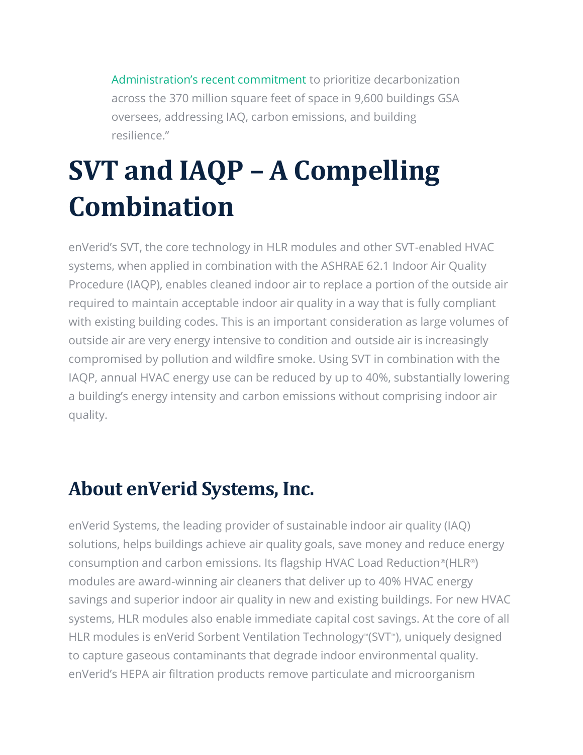Administration's recent commitment to prioritize decarbonization across the 370 million square feet of space in 9,600 buildings GSA oversees, addressing IAQ, carbon emissions, and building resilience."

# SVT and IAQP – A Compelling Combination

enVerid's SVT, the core technology in HLR modules and other SVT-enabled HVAC systems, when applied in combination with the ASHRAE 62.1 Indoor Air Quality Procedure (IAQP), enables cleaned indoor air to replace a portion of the outside air required to maintain acceptable indoor air quality in a way that is fully compliant with existing building codes. This is an important consideration as large volumes of outside air are very energy intensive to condition and outside air is increasingly compromised by pollution and wildfire smoke. Using SVT in combination with the IAQP, annual HVAC energy use can be reduced by up to 40%, substantially lowering a building's energy intensity and carbon emissions without comprising indoor air quality.

## About enVerid Systems, Inc.

enVerid Systems, the leading provider of sustainable indoor air quality (IAQ) solutions, helps buildings achieve air quality goals, save money and reduce energy consumption and carbon emissions. Its flagship HVAC Load Reduction®(HLR®) modules are award-winning air cleaners that deliver up to 40% HVAC energy savings and superior indoor air quality in new and existing buildings. For new HVAC systems, HLR modules also enable immediate capital cost savings. At the core of all HLR modules is enVerid Sorbent Ventilation Technology™(SVT™), uniquely designed to capture gaseous contaminants that degrade indoor environmental quality. enVerid's HEPA air filtration products remove particulate and microorganism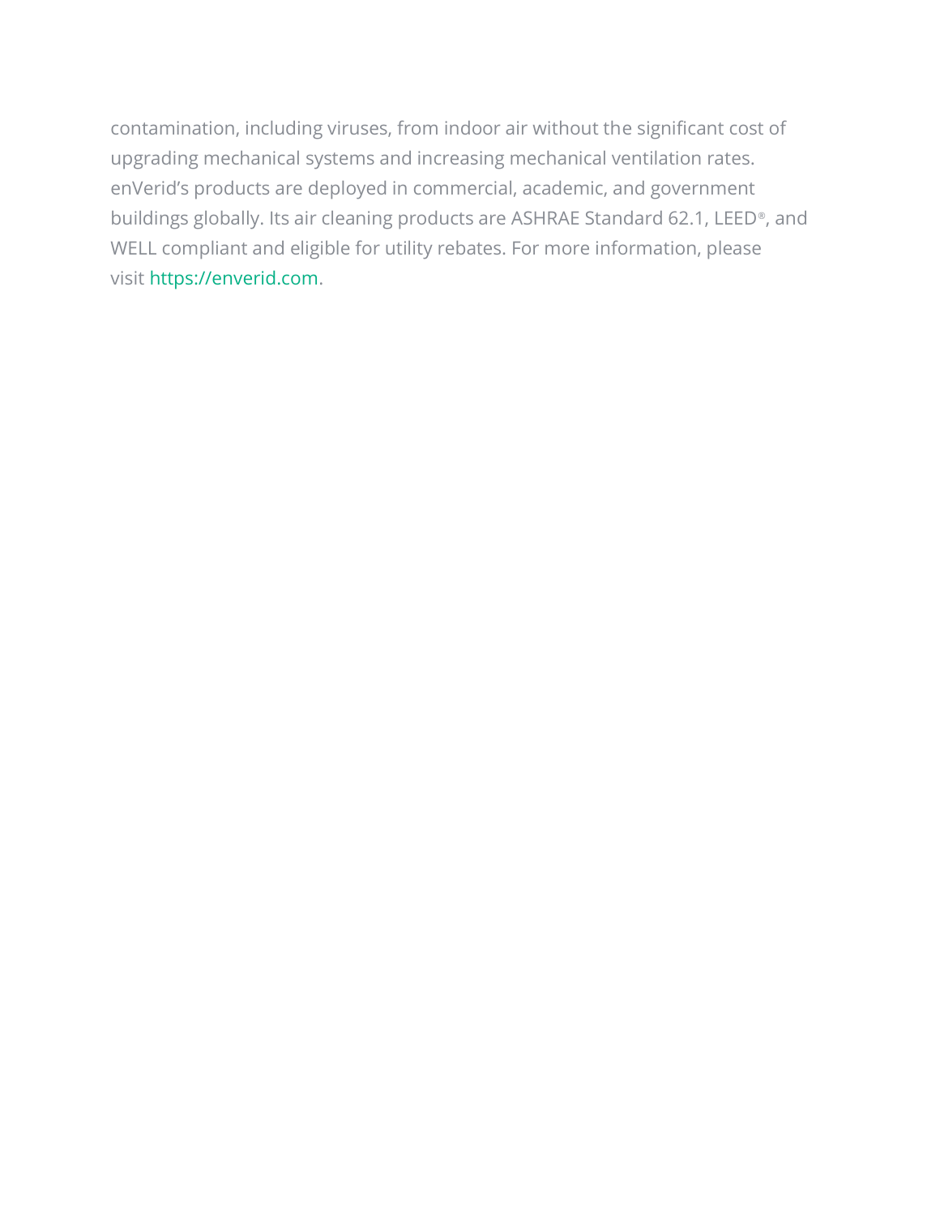contamination, including viruses, from indoor air without the significant cost of upgrading mechanical systems and increasing mechanical ventilation rates. enVerid's products are deployed in commercial, academic, and government buildings globally. Its air cleaning products are ASHRAE Standard 62.1, LEED®, and WELL compliant and eligible for utility rebates. For more information, please visit https://enverid.com.